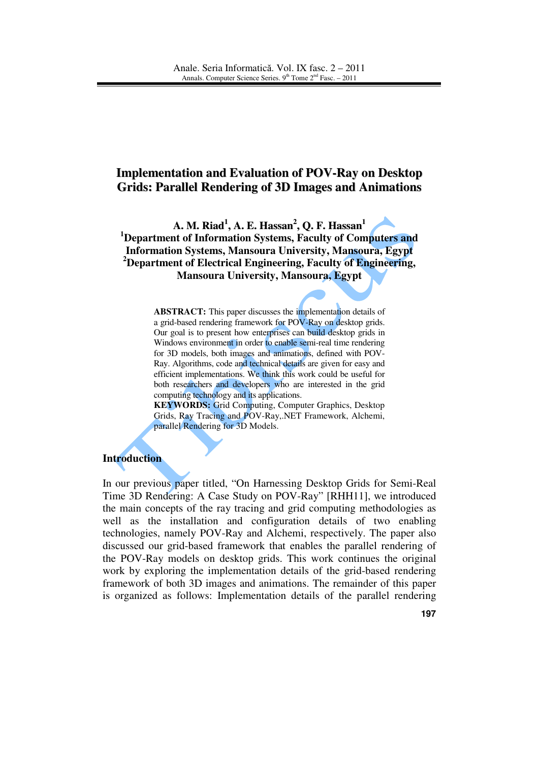# Implementation and Evaluation of POV-Ray on Desktop Grids: Parallel Rendering of 3D Images and Animations

**A. M. Riad[1], A. E. Hassan[2], Q. F. Hassan[1]**

**[1]Department of Information Systems, Faculty of Computers and Information Systems, Mansoura University, Mansoura, Egypt**

**[2]Department of Electrical Engineering, Faculty of Engineering, Mansoura University, Mansoura, Egypt**

**ABSTRACT:** This paper discusses the implementation details of a grid-based rendering framework for POV-Ray on desktop grids. Our goal is to present how enterprises can build desktop grids in Windows environment in order to enable semi-real time rendering for 3D models, both images and animations, defined with POV-Ray. Algorithms, code and technical details are given for easy and efficient implementations. We think this work could be useful for both researchers and developers who are interested in the grid computing technology and its applications.

**KEYWORDS:** Grid Computing, Computer Graphics, Desktop Grids, Ray Tracing and POV-Ray,.NET Framework, Alchemi, parallel Rendering for 3D Models.

## Introduction

In our previous paper titled, "On Harnessing Desktop Grids for Semi-Real Time 3D Rendering: A Case Study on POV-Ray" [RHH11], we introduced the main concepts of the ray tracing and grid computing methodologies as well as the installation and configuration details of two enabling technologies, namely POV-Ray and Alchemi, respectively. The paper also discussed our grid-based framework that enables the parallel rendering of the POV-Ray models on desktop grids. This work continues the original work by exploring the implementation details of the grid-based rendering framework of both 3D images and animations. The remainder of this paper is organized as follows: Implementation details of the parallel rendering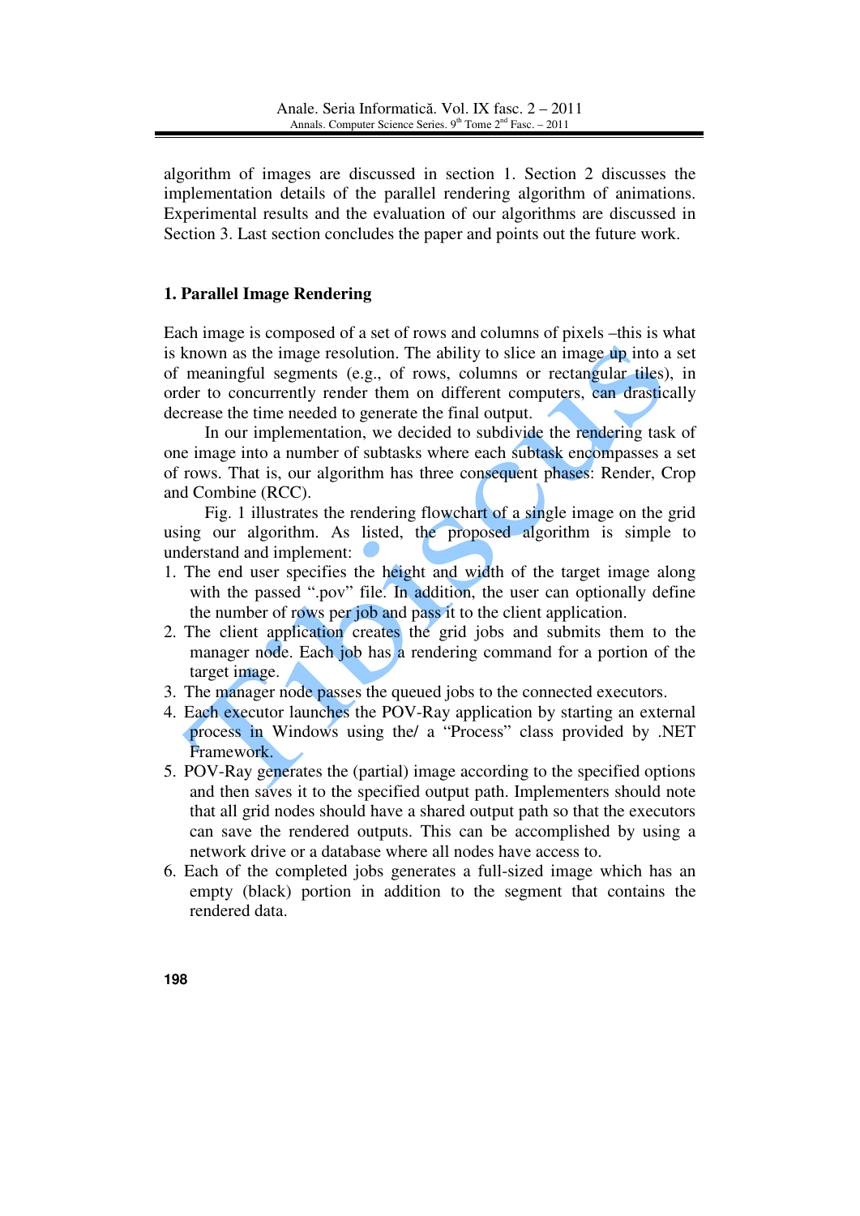algorithm of images are discussed in section 1. Section 2 discusses the implementation details of the parallel rendering algorithm of animations. Experimental results and the evaluation of our algorithms are discussed in Section 3. Last section concludes the paper and points out the future work.

## 1. Parallel Image Rendering

Each image is composed of a set of rows and columns of pixels –this is what is known as the image resolution. The ability to slice an image up into a set of meaningful segments (e.g., of rows, columns or rectangular tiles), in order to concurrently render them on different computers, can drastically decrease the time needed to generate the final output.

In our implementation, we decided to subdivide the rendering task of one image into a number of subtasks where each subtask encompasses a set of rows. That is, our algorithm has three consequent phases: Render, Crop and Combine (RCC).

Fig. 1 illustrates the rendering flowchart of a single image on the grid using our algorithm. As listed, the proposed algorithm is simple to understand and implement:

1. The end user specifies the height and width of the target image along with the passed ".pov" file. In addition, the user can optionally define the number of rows per job and pass it to the client application.
2. The client application creates the grid jobs and submits them to the manager node. Each job has a rendering command for a portion of the target image.
3. The manager node passes the queued jobs to the connected executors.
4. Each executor launches the POV-Ray application by starting an external process in Windows using the/ a "Process" class provided by .NET Framework.
5. POV-Ray generates the (partial) image according to the specified options and then saves it to the specified output path. Implementers should note that all grid nodes should have a shared output path so that the executors can save the rendered outputs. This can be accomplished by using a network drive or a database where all nodes have access to.
6. Each of the completed jobs generates a full-sized image which has an empty (black) portion in addition to the segment that contains the rendered data.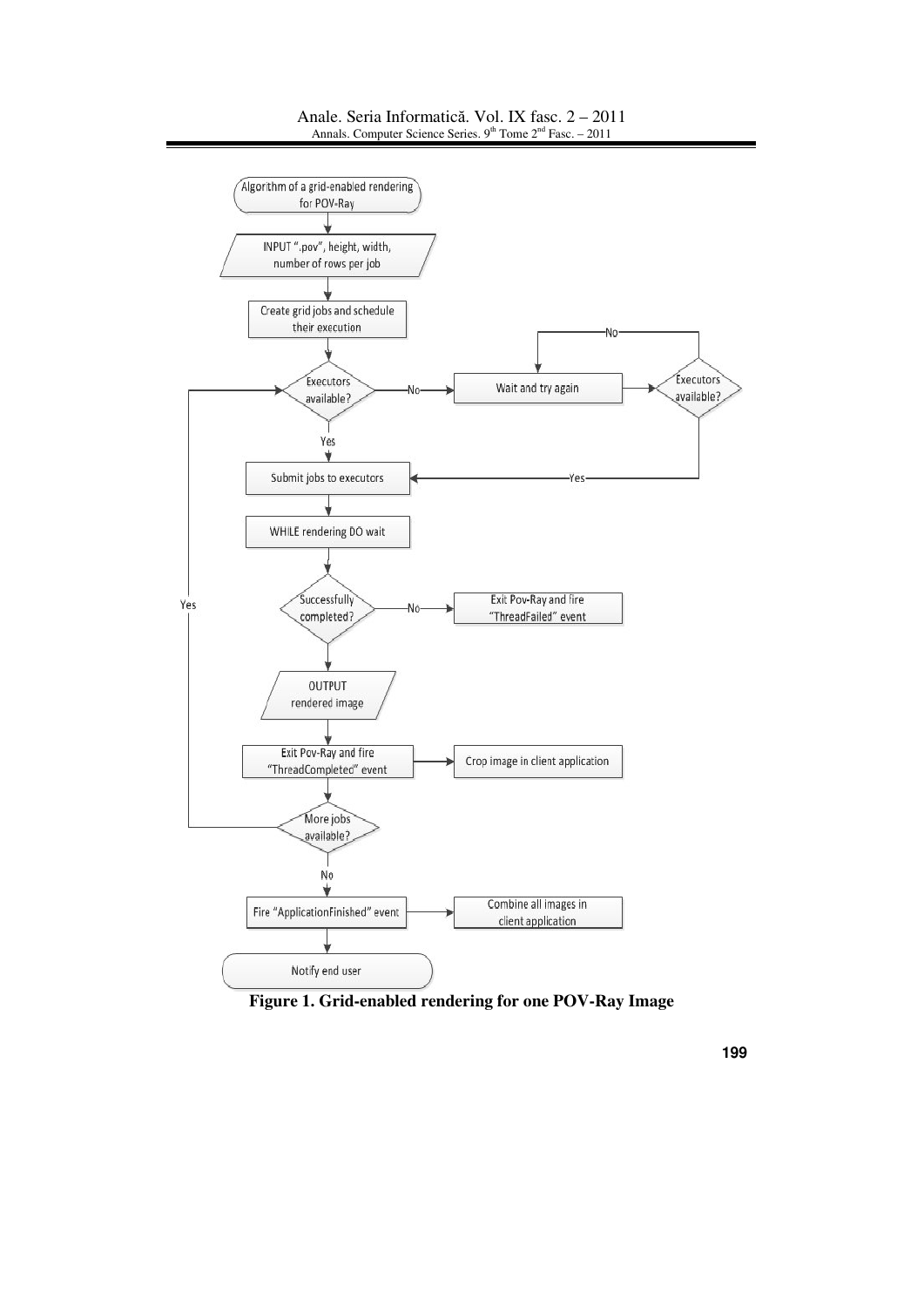Algorithm of a grid-enabled rendering for POV-Ray

INPUT ".pov", height, width, number of rows per job

Create grid jobs and schedule their execution

Executors available?

No

Wait and try again

Executors available?

No

Yes

Yes

Submit jobs to executors

WHILE rendering DO wait

Successfully completed?

No

Exit Pov-Ray and fire "ThreadFailed" event

Yes

OUTPUT rendered image

Exit Pov-Ray and fire "ThreadCompleted" event

Crop image in client application

More jobs available?

No

Fire "ApplicationFinished" event

Combine all images in client application

Notify end user

**Figure 1. Grid-enabled rendering for one POV-Ray Image**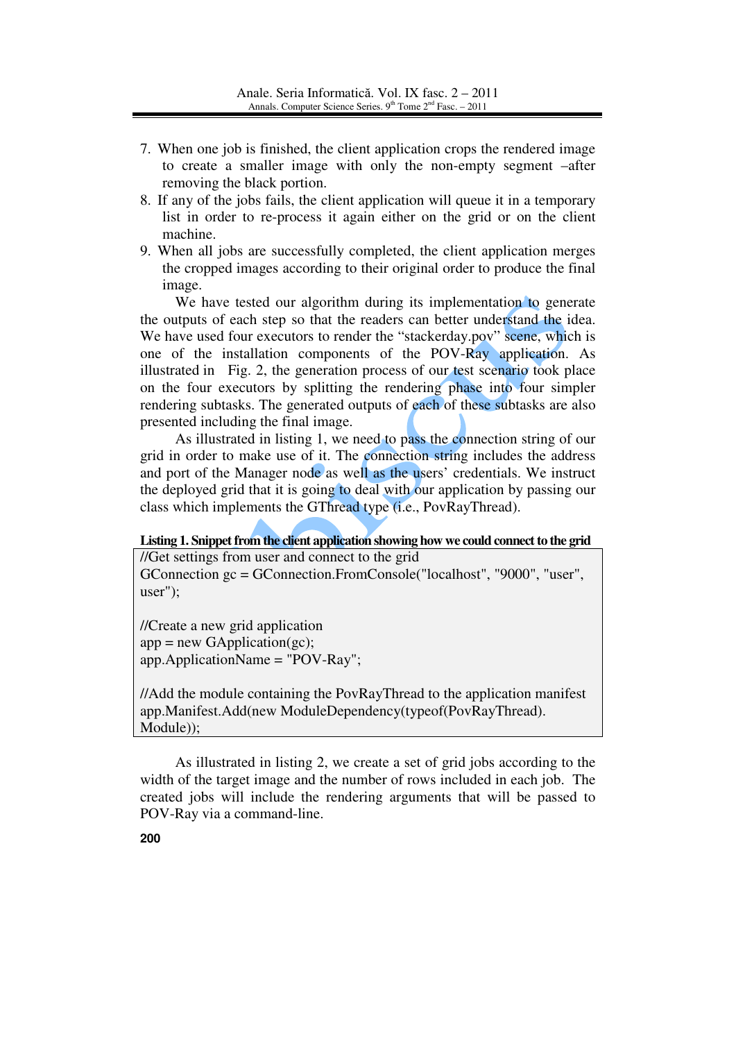7. When one job is finished, the client application crops the rendered image to create a smaller image with only the non-empty segment –after removing the black portion.
8. If any of the jobs fails, the client application will queue it in a temporary list in order to re-process it again either on the grid or on the client machine.
9. When all jobs are successfully completed, the client application merges the cropped images according to their original order to produce the final image.

We have tested our algorithm during its implementation to generate the outputs of each step so that the readers can better understand the idea. We have used four executors to render the "stackerday.pov" scene, which is one of the installation components of the POV-Ray application. As illustrated in Fig. 2, the generation process of our test scenario took place on the four executors by splitting the rendering phase into four simpler rendering subtasks. The generated outputs of each of these subtasks are also presented including the final image.

As illustrated in listing 1, we need to pass the connection string of our grid in order to make use of it. The connection string includes the address and port of the Manager node as well as the users' credentials. We instruct the deployed grid that it is going to deal with our application by passing our class which implements the GThread type (i.e., PovRayThread).

**Listing 1. Snippet from the client application showing how we could connect to the grid**

```
//Get settings from user and connect to the grid
GConnection gc = GConnection.FromConsole("localhost", "9000", "user",
user");

//Create a new grid application
app = new GApplication(gc);
app.ApplicationName = "POV-Ray";

//Add the module containing the PovRayThread to the application manifest
app.Manifest.Add(new ModuleDependency(typeof(PovRayThread).
Module));
```

As illustrated in listing 2, we create a set of grid jobs according to the width of the target image and the number of rows included in each job. The created jobs will include the rendering arguments that will be passed to POV-Ray via a command-line.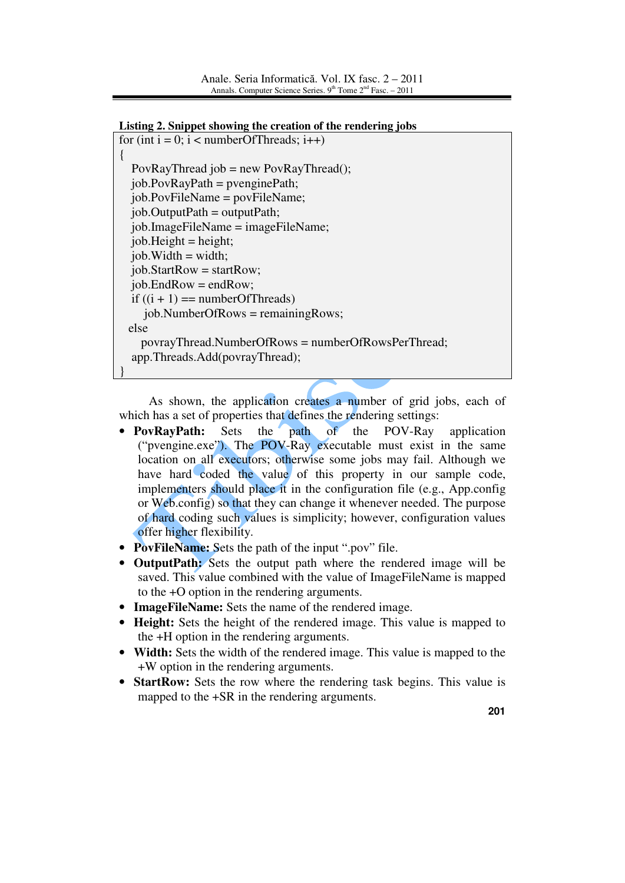**Listing 2. Snippet showing the creation of the rendering jobs**

```
for (int i = 0; i < numberOfThreads; i++)
{
  PovRayThread job = new PovRayThread();
  job.PovRayPath = pvenginePath;
  job.PovFileName = povFileName;
  job.OutputPath = outputPath;
  job.ImageFileName = imageFileName;
  job.Height = height;
  job.Width = width;
  job.StartRow = startRow;
  job.EndRow = endRow;
  if ((i + 1) == numberOfThreads)
    job.NumberOfRows = remainingRows;
  else
    povrayThread.NumberOfRows = numberOfRowsPerThread;
  app.Threads.Add(povrayThread);
}
```

As shown, the application creates a number of grid jobs, each of which has a set of properties that defines the rendering settings:

- **PovRayPath:** Sets the path of the POV-Ray application ("pvengine.exe"). The POV-Ray executable must exist in the same location on all executors; otherwise some jobs may fail. Although we have hard coded the value of this property in our sample code, implementers should place it in the configuration file (e.g., App.config or Web.config) so that they can change it whenever needed. The purpose of hard coding such values is simplicity; however, configuration values offer higher flexibility.
- **PovFileName:** Sets the path of the input ".pov" file.
- **OutputPath:** Sets the output path where the rendered image will be saved. This value combined with the value of ImageFileName is mapped to the +O option in the rendering arguments.
- **ImageFileName:** Sets the name of the rendered image.
- **Height:** Sets the height of the rendered image. This value is mapped to the +H option in the rendering arguments.
- **Width:** Sets the width of the rendered image. This value is mapped to the +W option in the rendering arguments.
- **StartRow:** Sets the row where the rendering task begins. This value is mapped to the +SR in the rendering arguments.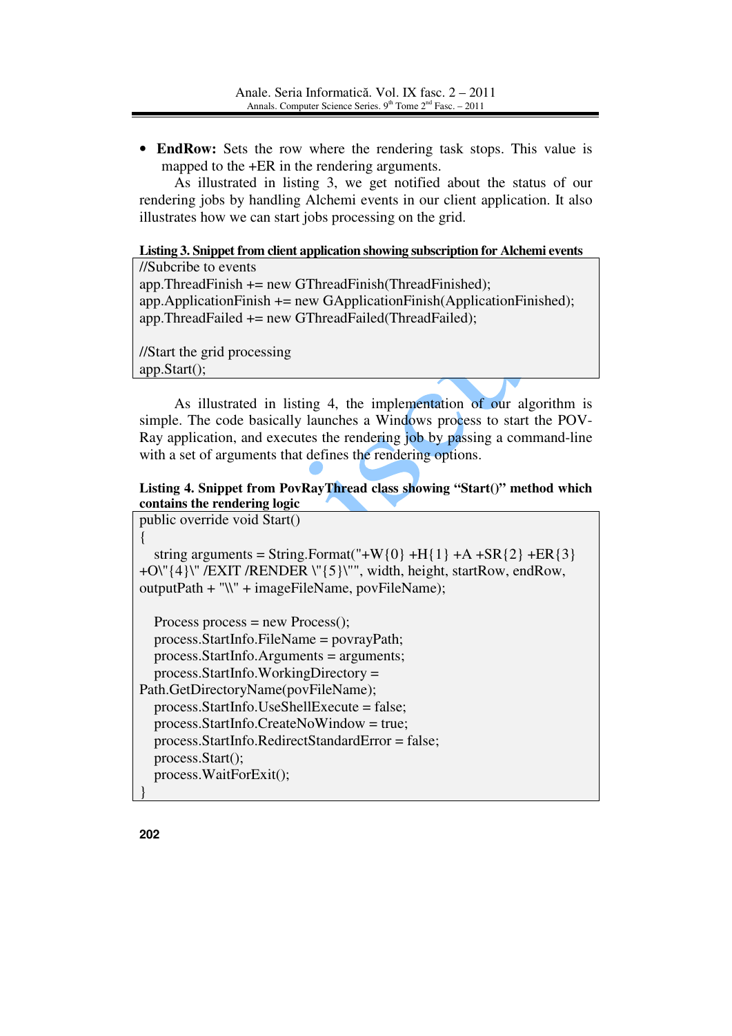- **EndRow:** Sets the row where the rendering task stops. This value is mapped to the +ER in the rendering arguments.

As illustrated in listing 3, we get notified about the status of our rendering jobs by handling Alchemi events in our client application. It also illustrates how we can start jobs processing on the grid.

**Listing 3. Snippet from client application showing subscription for Alchemi events**

```
//Subcribe to events
app.ThreadFinish += new GThreadFinish(ThreadFinished);
app.ApplicationFinish += new GApplicationFinish(ApplicationFinished);
app.ThreadFailed += new GThreadFailed(ThreadFailed);

//Start the grid processing
app.Start();
```

As illustrated in listing 4, the implementation of our algorithm is simple. The code basically launches a Windows process to start the POV-Ray application, and executes the rendering job by passing a command-line with a set of arguments that defines the rendering options.

**Listing 4. Snippet from PovRayThread class showing "Start()" method which contains the rendering logic**

```
public override void Start()
{
   string arguments = String.Format("+W{0} +H{1} +A +SR{2} +ER{3}
+O\"{4}\" /EXIT /RENDER \"{5}\"", width, height, startRow, endRow,
outputPath + "\\" + imageFileName, povFileName);

   Process process = new Process();
   process.StartInfo.FileName = povrayPath;
   process.StartInfo.Arguments = arguments;
   process.StartInfo.WorkingDirectory =
Path.GetDirectoryName(povFileName);
   process.StartInfo.UseShellExecute = false;
   process.StartInfo.CreateNoWindow = true;
   process.StartInfo.RedirectStandardError = false;
   process.Start();
   process.WaitForExit();
}
```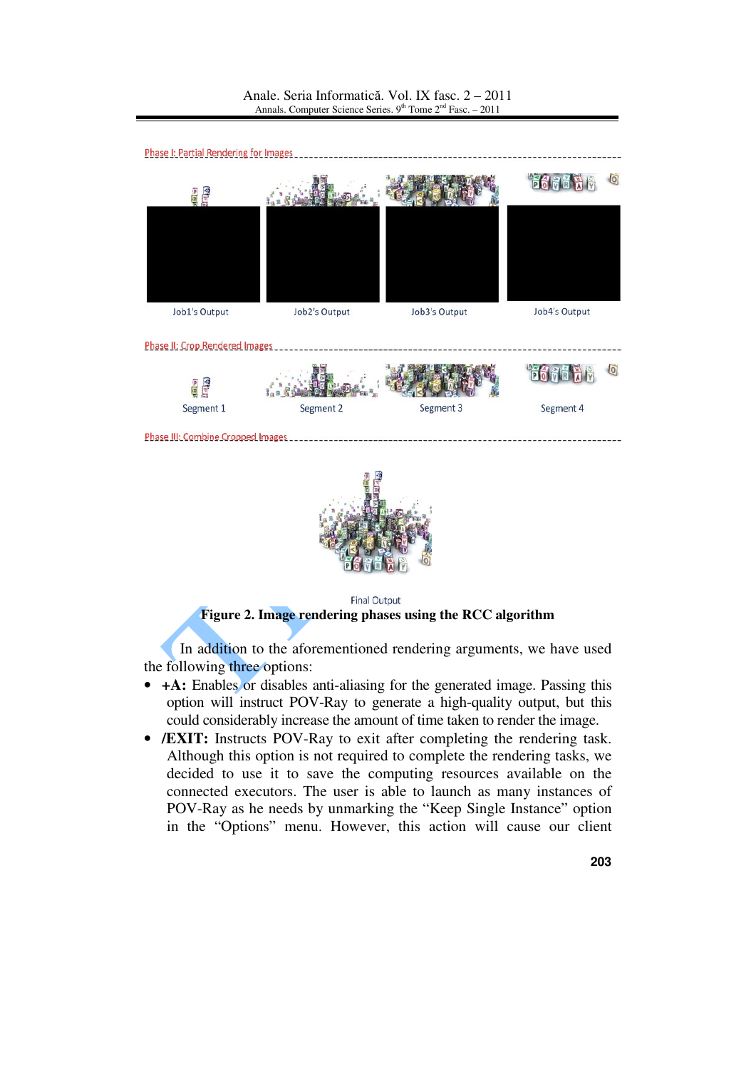Phase I: Partial Rendering for Images

Job1's Output Job2's Output Job3's Output Job4's Output

Phase II: Crop Rendered Images

Segment 1 Segment 2 Segment 3 Segment 4

Phase III: Combine Cropped Images

Final Output

**Figure 2. Image rendering phases using the RCC algorithm**

In addition to the aforementioned rendering arguments, we have used the following three options:

- **+A:** Enables or disables anti-aliasing for the generated image. Passing this option will instruct POV-Ray to generate a high-quality output, but this could considerably increase the amount of time taken to render the image.
- **/EXIT:** Instructs POV-Ray to exit after completing the rendering task. Although this option is not required to complete the rendering tasks, we decided to use it to save the computing resources available on the connected executors. The user is able to launch as many instances of POV-Ray as he needs by unmarking the "Keep Single Instance" option in the "Options" menu. However, this action will cause our client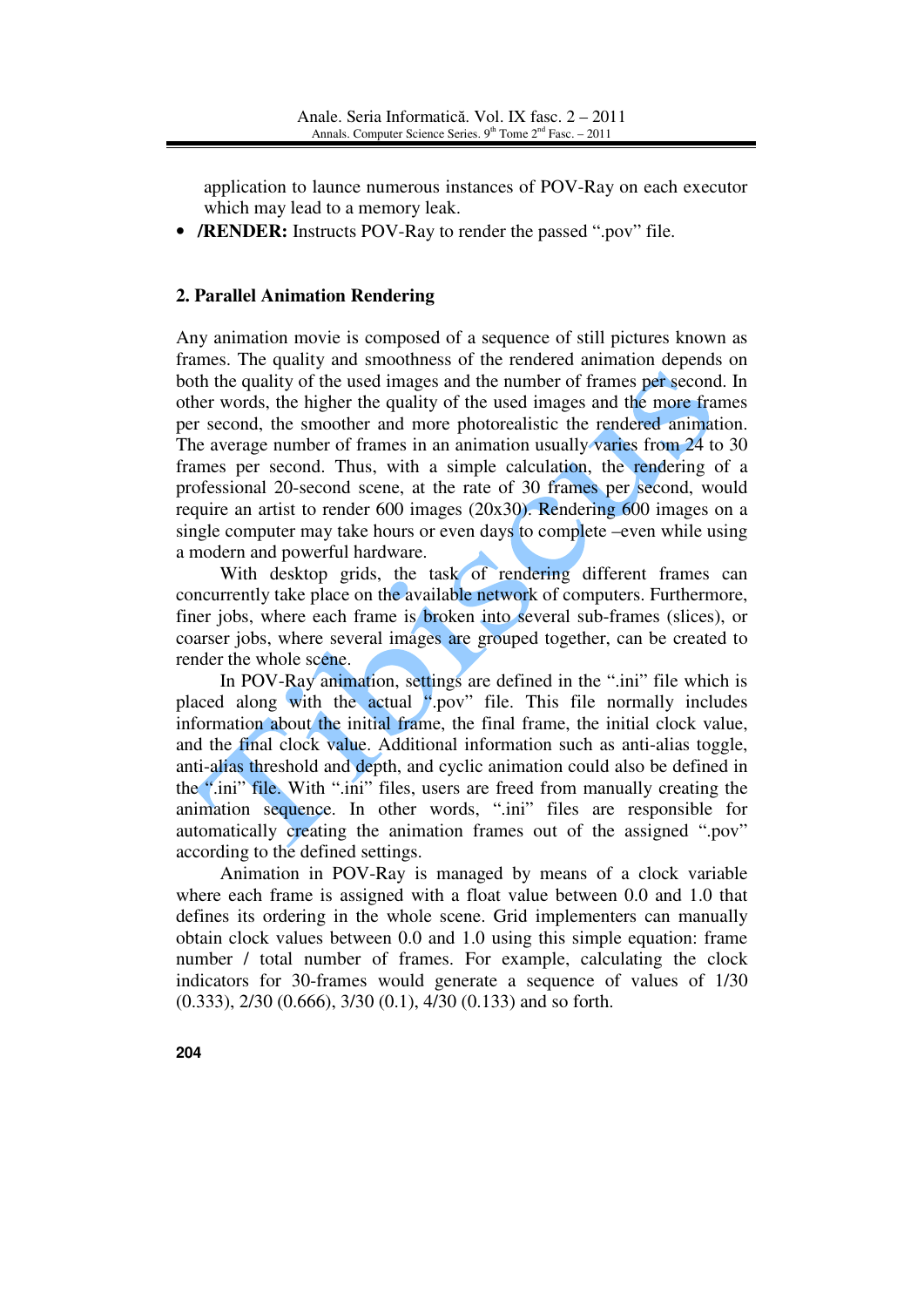application to launce numerous instances of POV-Ray on each executor which may lead to a memory leak.

- **/RENDER:** Instructs POV-Ray to render the passed ".pov" file.

## 2. Parallel Animation Rendering

Any animation movie is composed of a sequence of still pictures known as frames. The quality and smoothness of the rendered animation depends on both the quality of the used images and the number of frames per second. In other words, the higher the quality of the used images and the more frames per second, the smoother and more photorealistic the rendered animation. The average number of frames in an animation usually varies from 24 to 30 frames per second. Thus, with a simple calculation, the rendering of a professional 20-second scene, at the rate of 30 frames per second, would require an artist to render 600 images (20x30). Rendering 600 images on a single computer may take hours or even days to complete –even while using a modern and powerful hardware.

With desktop grids, the task of rendering different frames can concurrently take place on the available network of computers. Furthermore, finer jobs, where each frame is broken into several sub-frames (slices), or coarser jobs, where several images are grouped together, can be created to render the whole scene.

In POV-Ray animation, settings are defined in the ".ini" file which is placed along with the actual ".pov" file. This file normally includes information about the initial frame, the final frame, the initial clock value, and the final clock value. Additional information such as anti-alias toggle, anti-alias threshold and depth, and cyclic animation could also be defined in the ".ini" file. With ".ini" files, users are freed from manually creating the animation sequence. In other words, ".ini" files are responsible for automatically creating the animation frames out of the assigned ".pov" according to the defined settings.

Animation in POV-Ray is managed by means of a clock variable where each frame is assigned with a float value between 0.0 and 1.0 that defines its ordering in the whole scene. Grid implementers can manually obtain clock values between 0.0 and 1.0 using this simple equation: frame number / total number of frames. For example, calculating the clock indicators for 30-frames would generate a sequence of values of 1/30 (0.333), 2/30 (0.666), 3/30 (0.1), 4/30 (0.133) and so forth.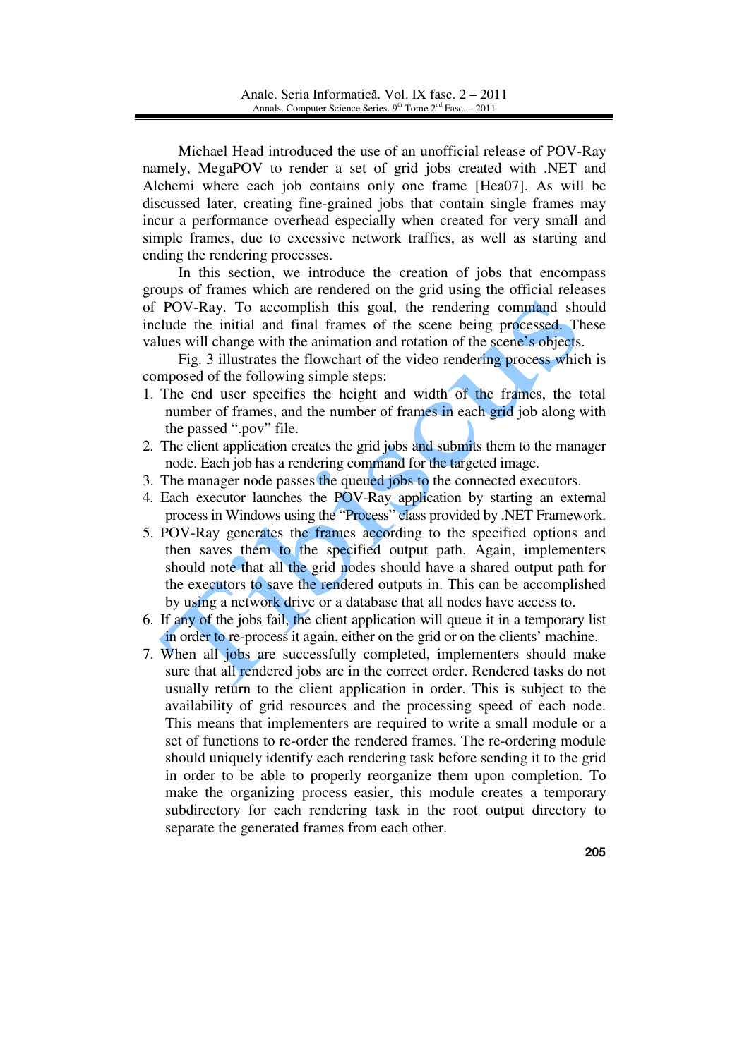Michael Head introduced the use of an unofficial release of POV-Ray namely, MegaPOV to render a set of grid jobs created with .NET and Alchemi where each job contains only one frame [Hea07]. As will be discussed later, creating fine-grained jobs that contain single frames may incur a performance overhead especially when created for very small and simple frames, due to excessive network traffics, as well as starting and ending the rendering processes.

In this section, we introduce the creation of jobs that encompass groups of frames which are rendered on the grid using the official releases of POV-Ray. To accomplish this goal, the rendering command should include the initial and final frames of the scene being processed. These values will change with the animation and rotation of the scene's objects.

Fig. 3 illustrates the flowchart of the video rendering process which is composed of the following simple steps:

1. The end user specifies the height and width of the frames, the total number of frames, and the number of frames in each grid job along with the passed ".pov" file.
2. The client application creates the grid jobs and submits them to the manager node. Each job has a rendering command for the targeted image.
3. The manager node passes the queued jobs to the connected executors.
4. Each executor launches the POV-Ray application by starting an external process in Windows using the "Process" class provided by .NET Framework.
5. POV-Ray generates the frames according to the specified options and then saves them to the specified output path. Again, implementers should note that all the grid nodes should have a shared output path for the executors to save the rendered outputs in. This can be accomplished by using a network drive or a database that all nodes have access to.
6. If any of the jobs fail, the client application will queue it in a temporary list in order to re-process it again, either on the grid or on the clients' machine.
7. When all jobs are successfully completed, implementers should make sure that all rendered jobs are in the correct order. Rendered tasks do not usually return to the client application in order. This is subject to the availability of grid resources and the processing speed of each node. This means that implementers are required to write a small module or a set of functions to re-order the rendered frames. The re-ordering module should uniquely identify each rendering task before sending it to the grid in order to be able to properly reorganize them upon completion. To make the organizing process easier, this module creates a temporary subdirectory for each rendering task in the root output directory to separate the generated frames from each other.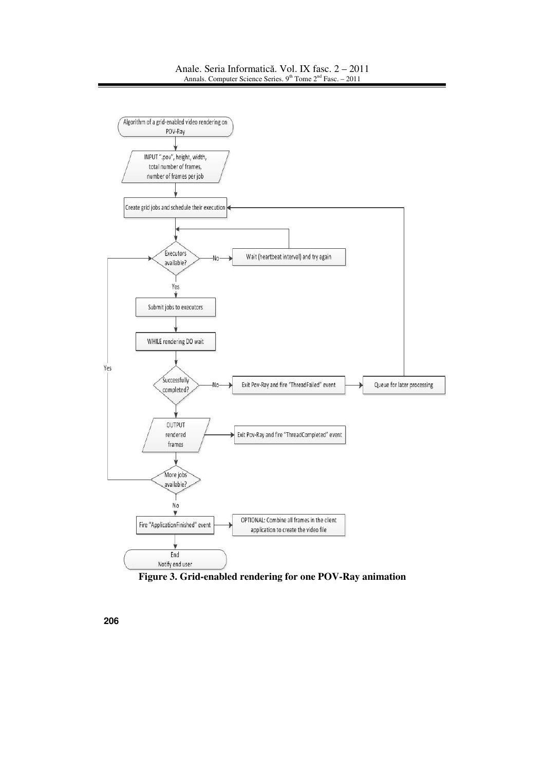Algorithm of a grid-enabled video rendering on POV-Ray

INPUT ".pov", height, width, total number of frames, number of frames per job

Create grid jobs and schedule their execution

Executors available?

No

Wait (heartbeat interval) and try again

Yes

Submit jobs to executors

WHILE rendering DO wait

Yes

Successfully completed?

No

Exit Pov-Ray and fire "ThreadFailed" event

Queue for later processing

OUTPUT rendered frames

Exit Pov-Ray and fire "ThreadCompleted" event

More jobs available?

No

Fire "ApplicationFinished" event

OPTIONAL: Combine all frames in the client application to create the video file

End
Notify end user

**Figure 3. Grid-enabled rendering for one POV-Ray animation**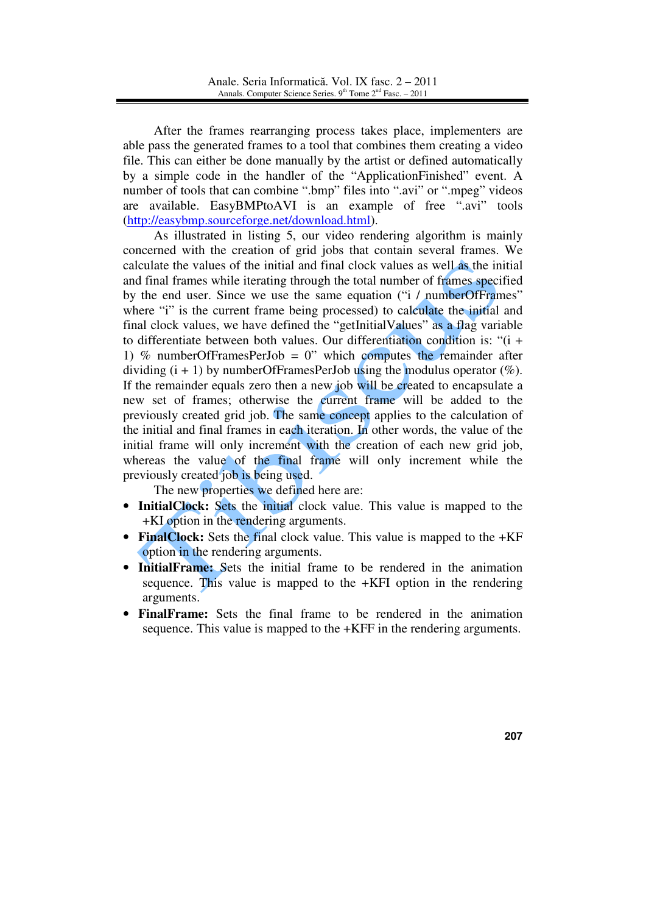After the frames rearranging process takes place, implementers are able pass the generated frames to a tool that combines them creating a video file. This can either be done manually by the artist or defined automatically by a simple code in the handler of the "ApplicationFinished" event. A number of tools that can combine ".bmp" files into ".avi" or ".mpeg" videos are available. EasyBMPtoAVI is an example of free ".avi" tools (http://easybmp.sourceforge.net/download.html).

As illustrated in listing 5, our video rendering algorithm is mainly concerned with the creation of grid jobs that contain several frames. We calculate the values of the initial and final clock values as well as the initial and final frames while iterating through the total number of frames specified by the end user. Since we use the same equation ("i / numberOfFrames" where "i" is the current frame being processed) to calculate the initial and final clock values, we have defined the "getInitialValues" as a flag variable to differentiate between both values. Our differentiation condition is: "(i + 1) % numberOfFramesPerJob = 0" which computes the remainder after dividing (i + 1) by numberOfFramesPerJob using the modulus operator (%). If the remainder equals zero then a new job will be created to encapsulate a new set of frames; otherwise the current frame will be added to the previously created grid job. The same concept applies to the calculation of the initial and final frames in each iteration. In other words, the value of the initial frame will only increment with the creation of each new grid job, whereas the value of the final frame will only increment while the previously created job is being used.

The new properties we defined here are:

- **InitialClock:** Sets the initial clock value. This value is mapped to the +KI option in the rendering arguments.
- **FinalClock:** Sets the final clock value. This value is mapped to the +KF option in the rendering arguments.
- **InitialFrame:** Sets the initial frame to be rendered in the animation sequence. This value is mapped to the +KFI option in the rendering arguments.
- **FinalFrame:** Sets the final frame to be rendered in the animation sequence. This value is mapped to the +KFF in the rendering arguments.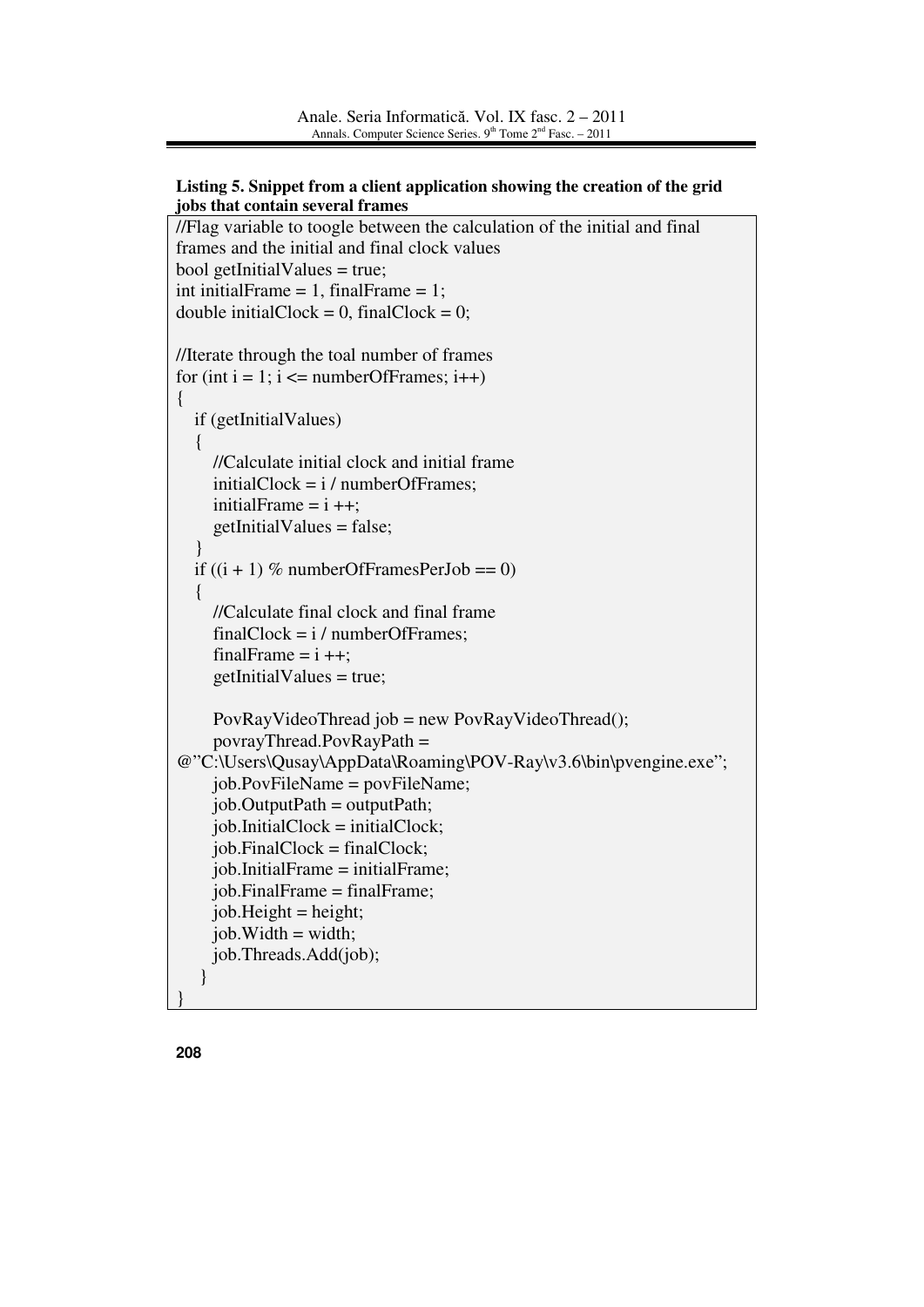**Listing 5. Snippet from a client application showing the creation of the grid jobs that contain several frames**

```
//Flag variable to toogle between the calculation of the initial and final
frames and the initial and final clock values
bool getInitialValues = true;
int initialFrame = 1, finalFrame = 1;
double initialClock = 0, finalClock = 0;

//Iterate through the toal number of frames
for (int i = 1; i <= numberOfFrames; i++)
{
   if (getInitialValues)
   {
      //Calculate initial clock and initial frame
      initialClock = i / numberOfFrames;
      initialFrame = i ++;
      getInitialValues = false;
   }
   if ((i + 1) % numberOfFramesPerJob == 0)
   {
      //Calculate final clock and final frame
      finalClock = i / numberOfFrames;
      finalFrame = i ++;
      getInitialValues = true;

      PovRayVideoThread job = new PovRayVideoThread();
      povrayThread.PovRayPath =
@"C:\Users\Qusay\AppData\Roaming\POV-Ray\v3.6\bin\pvengine.exe";
      job.PovFileName = povFileName;
      job.OutputPath = outputPath;
      job.InitialClock = initialClock;
      job.FinalClock = finalClock;
      job.InitialFrame = initialFrame;
      job.FinalFrame = finalFrame;
      job.Height = height;
      job.Width = width;
      job.Threads.Add(job);
   }
}
```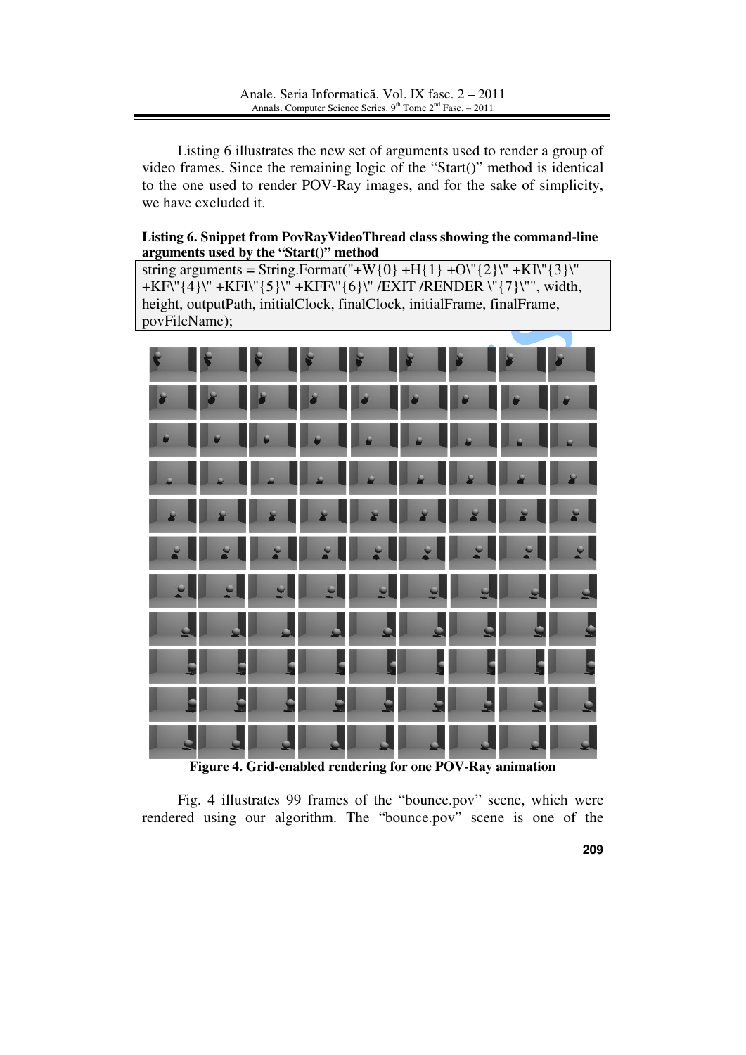Listing 6 illustrates the new set of arguments used to render a group of video frames. Since the remaining logic of the "Start()" method is identical to the one used to render POV-Ray images, and for the sake of simplicity, we have excluded it.

**Listing 6. Snippet from PovRayVideoThread class showing the command-line arguments used by the "Start()" method**

```
string arguments = String.Format("+W{0} +H{1} +O\"{2}\" +KI\"{3}\"
+KF\"{4}\" +KFI\"{5}\" +KFF\"{6}\" /EXIT /RENDER \"{7}\"", width,
height, outputPath, initialClock, finalClock, initialFrame, finalFrame,
povFileName);
```

**Figure 4. Grid-enabled rendering for one POV-Ray animation**

Fig. 4 illustrates 99 frames of the "bounce.pov" scene, which were rendered using our algorithm. The "bounce.pov" scene is one of the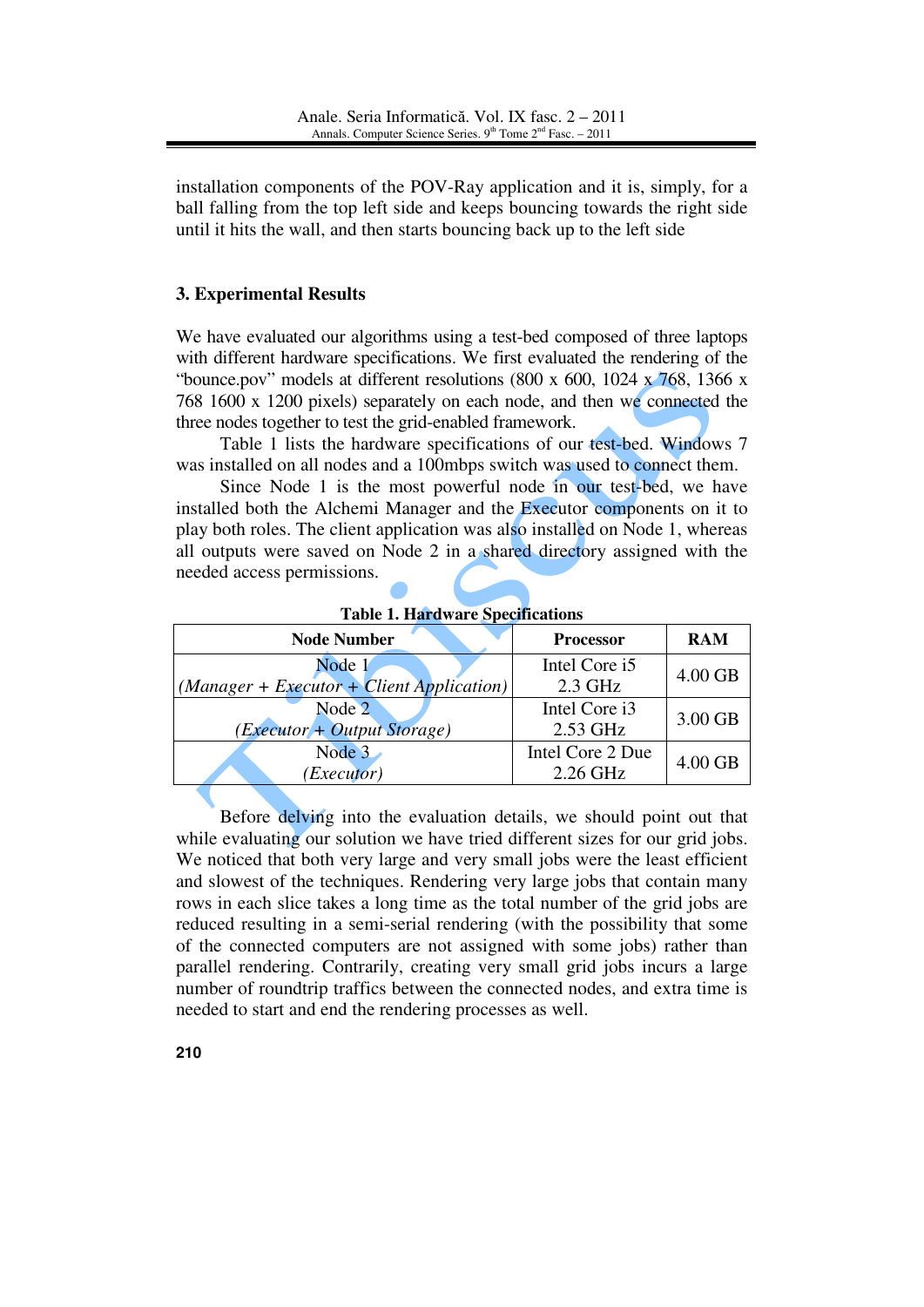installation components of the POV-Ray application and it is, simply, for a ball falling from the top left side and keeps bouncing towards the right side until it hits the wall, and then starts bouncing back up to the left side

## 3. Experimental Results

We have evaluated our algorithms using a test-bed composed of three laptops with different hardware specifications. We first evaluated the rendering of the "bounce.pov" models at different resolutions (800 x 600, 1024 x 768, 1366 x 768 1600 x 1200 pixels) separately on each node, and then we connected the three nodes together to test the grid-enabled framework.

Table 1 lists the hardware specifications of our test-bed. Windows 7 was installed on all nodes and a 100mbps switch was used to connect them.

Since Node 1 is the most powerful node in our test-bed, we have installed both the Alchemi Manager and the Executor components on it to play both roles. The client application was also installed on Node 1, whereas all outputs were saved on Node 2 in a shared directory assigned with the needed access permissions.

**Table 1. Hardware Specifications**

| Node Number | Processor | RAM |
|---|---|---|
| Node 1 *(Manager + Executor + Client Application)* | Intel Core i5 2.3 GHz | 4.00 GB |
| Node 2 *(Executor + Output Storage)* | Intel Core i3 2.53 GHz | 3.00 GB |
| Node 3 *(Executor)* | Intel Core 2 Due 2.26 GHz | 4.00 GB |

Before delving into the evaluation details, we should point out that while evaluating our solution we have tried different sizes for our grid jobs. We noticed that both very large and very small jobs were the least efficient and slowest of the techniques. Rendering very large jobs that contain many rows in each slice takes a long time as the total number of the grid jobs are reduced resulting in a semi-serial rendering (with the possibility that some of the connected computers are not assigned with some jobs) rather than parallel rendering. Contrarily, creating very small grid jobs incurs a large number of roundtrip traffics between the connected nodes, and extra time is needed to start and end the rendering processes as well.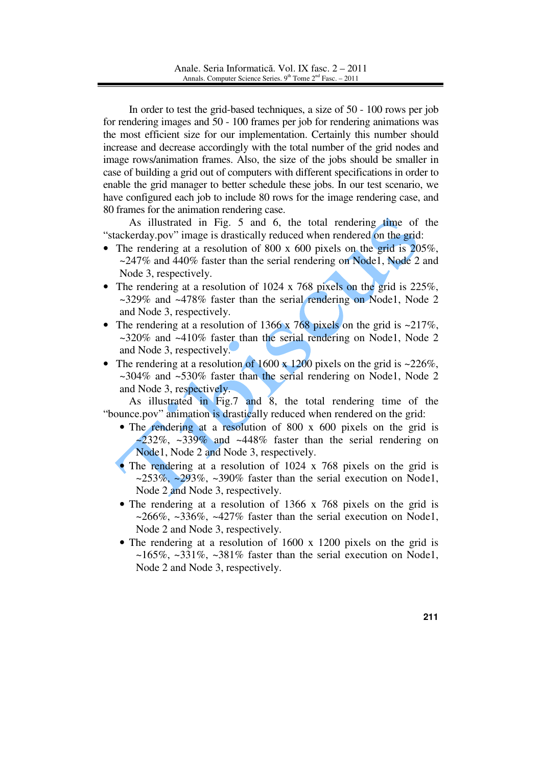In order to test the grid-based techniques, a size of 50 - 100 rows per job for rendering images and 50 - 100 frames per job for rendering animations was the most efficient size for our implementation. Certainly this number should increase and decrease accordingly with the total number of the grid nodes and image rows/animation frames. Also, the size of the jobs should be smaller in case of building a grid out of computers with different specifications in order to enable the grid manager to better schedule these jobs. In our test scenario, we have configured each job to include 80 rows for the image rendering case, and 80 frames for the animation rendering case.

As illustrated in Fig. 5 and 6, the total rendering time of the "stackerday.pov" image is drastically reduced when rendered on the grid:

- The rendering at a resolution of 800 x 600 pixels on the grid is 205%, ~247% and 440% faster than the serial rendering on Node1, Node 2 and Node 3, respectively.
- The rendering at a resolution of 1024 x 768 pixels on the grid is 225%, ~329% and ~478% faster than the serial rendering on Node1, Node 2 and Node 3, respectively.
- The rendering at a resolution of 1366 x 768 pixels on the grid is ~217%, ~320% and ~410% faster than the serial rendering on Node1, Node 2 and Node 3, respectively.
- The rendering at a resolution of 1600 x 1200 pixels on the grid is ~226%, ~304% and ~530% faster than the serial rendering on Node1, Node 2 and Node 3, respectively.

As illustrated in Fig.7 and 8, the total rendering time of the "bounce.pov" animation is drastically reduced when rendered on the grid:

- The rendering at a resolution of 800 x 600 pixels on the grid is ~232%, ~339% and ~448% faster than the serial rendering on Node1, Node 2 and Node 3, respectively.
- The rendering at a resolution of 1024 x 768 pixels on the grid is ~253%, ~293%, ~390% faster than the serial execution on Node1, Node 2 and Node 3, respectively.
- The rendering at a resolution of 1366 x 768 pixels on the grid is ~266%, ~336%, ~427% faster than the serial execution on Node1, Node 2 and Node 3, respectively.
- The rendering at a resolution of 1600 x 1200 pixels on the grid is ~165%, ~331%, ~381% faster than the serial execution on Node1, Node 2 and Node 3, respectively.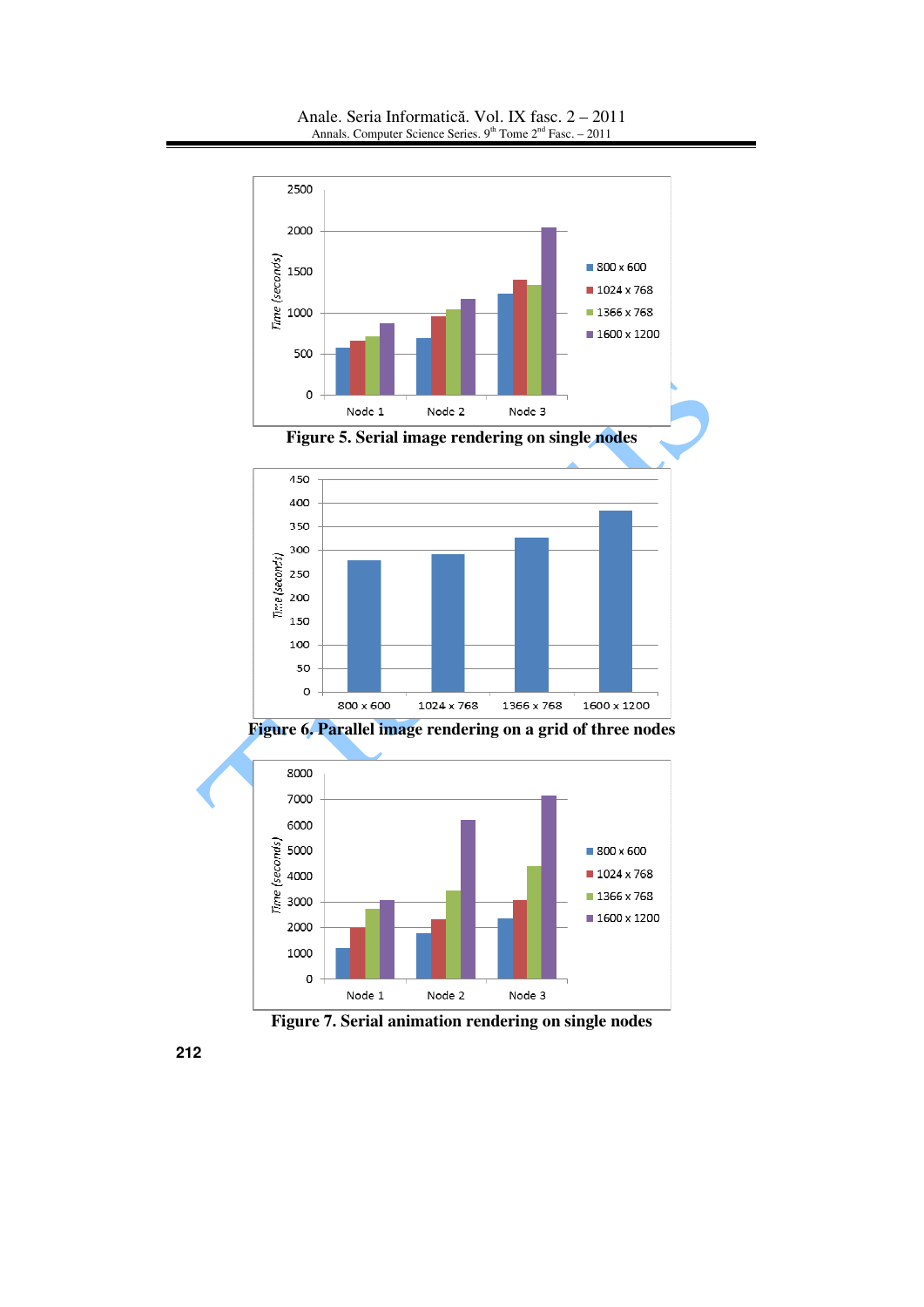Figure 5. Serial image rendering on single nodes

Figure 6. Parallel image rendering on a grid of three nodes

Figure 7. Serial animation rendering on single nodes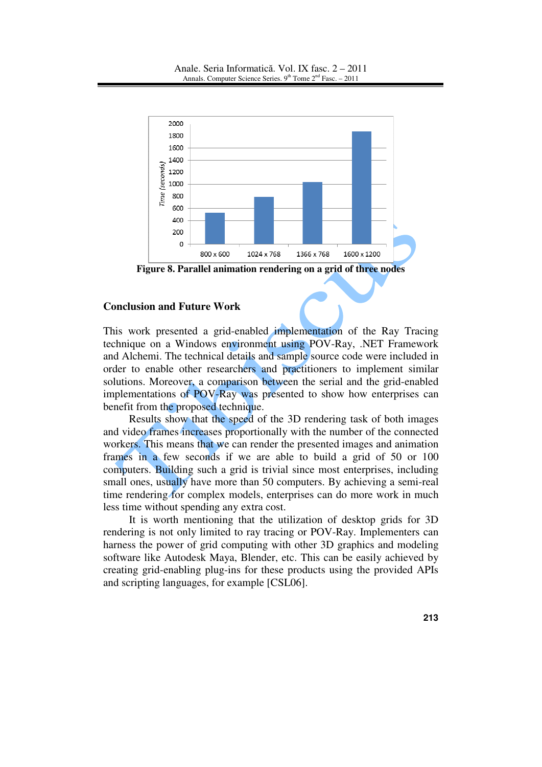Figure 8. Parallel animation rendering on a grid of three nodes

## Conclusion and Future Work

This work presented a grid-enabled implementation of the Ray Tracing technique on a Windows environment using POV-Ray, .NET Framework and Alchemi. The technical details and sample source code were included in order to enable other researchers and practitioners to implement similar solutions. Moreover, a comparison between the serial and the grid-enabled implementations of POV-Ray was presented to show how enterprises can benefit from the proposed technique.

Results show that the speed of the 3D rendering task of both images and video frames increases proportionally with the number of the connected workers. This means that we can render the presented images and animation frames in a few seconds if we are able to build a grid of 50 or 100 computers. Building such a grid is trivial since most enterprises, including small ones, usually have more than 50 computers. By achieving a semi-real time rendering for complex models, enterprises can do more work in much less time without spending any extra cost.

It is worth mentioning that the utilization of desktop grids for 3D rendering is not only limited to ray tracing or POV-Ray. Implementers can harness the power of grid computing with other 3D graphics and modeling software like Autodesk Maya, Blender, etc. This can be easily achieved by creating grid-enabling plug-ins for these products using the provided APIs and scripting languages, for example [CSL06].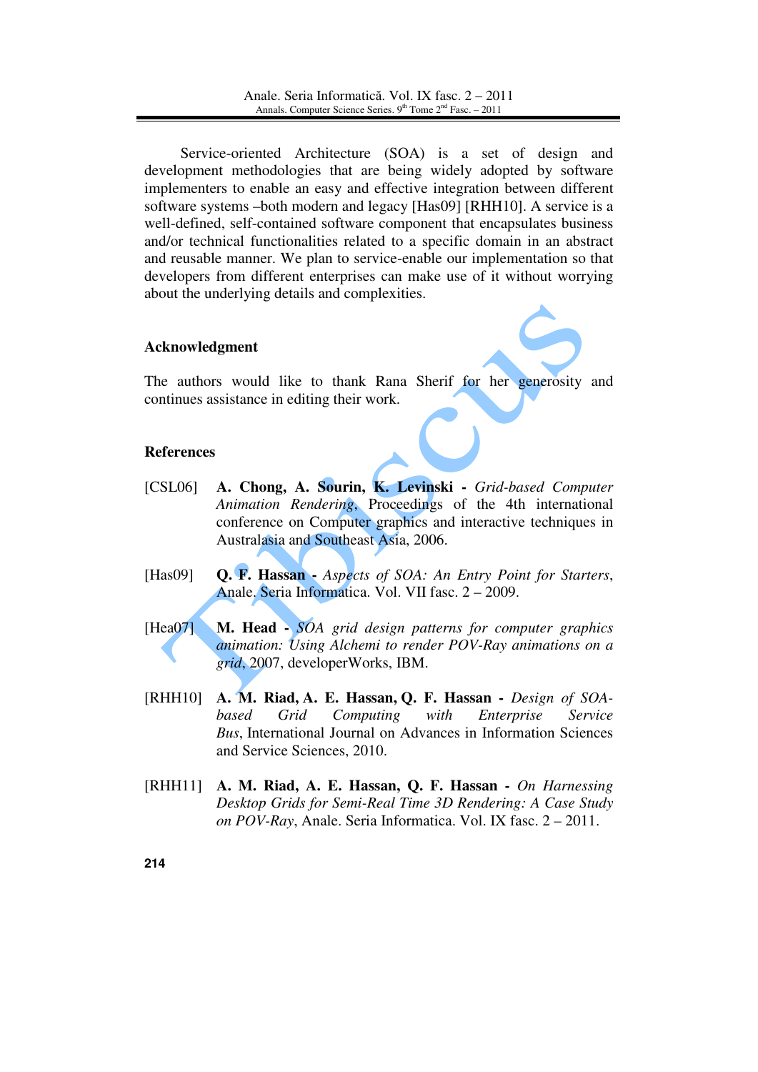Service-oriented Architecture (SOA) is a set of design and development methodologies that are being widely adopted by software implementers to enable an easy and effective integration between different software systems –both modern and legacy [Has09] [RHH10]. A service is a well-defined, self-contained software component that encapsulates business and/or technical functionalities related to a specific domain in an abstract and reusable manner. We plan to service-enable our implementation so that developers from different enterprises can make use of it without worrying about the underlying details and complexities.

## Acknowledgment

The authors would like to thank Rana Sherif for her generosity and continues assistance in editing their work.

## References

[CSL06] **A. Chong, A. Sourin, K. Levinski -** *Grid-based Computer Animation Rendering*, Proceedings of the 4th international conference on Computer graphics and interactive techniques in Australasia and Southeast Asia, 2006.

[Has09] **Q. F. Hassan -** *Aspects of SOA: An Entry Point for Starters*, Anale. Seria Informatica. Vol. VII fasc. 2 – 2009.

[Hea07] **M. Head -** *SOA grid design patterns for computer graphics animation: Using Alchemi to render POV-Ray animations on a grid*, 2007, developerWorks, IBM.

[RHH10] **A. M. Riad, A. E. Hassan, Q. F. Hassan -** *Design of SOA-based Grid Computing with Enterprise Service Bus*, International Journal on Advances in Information Sciences and Service Sciences, 2010.

[RHH11] **A. M. Riad, A. E. Hassan, Q. F. Hassan -** *On Harnessing Desktop Grids for Semi-Real Time 3D Rendering: A Case Study on POV-Ray*, Anale. Seria Informatica. Vol. IX fasc. 2 – 2011.